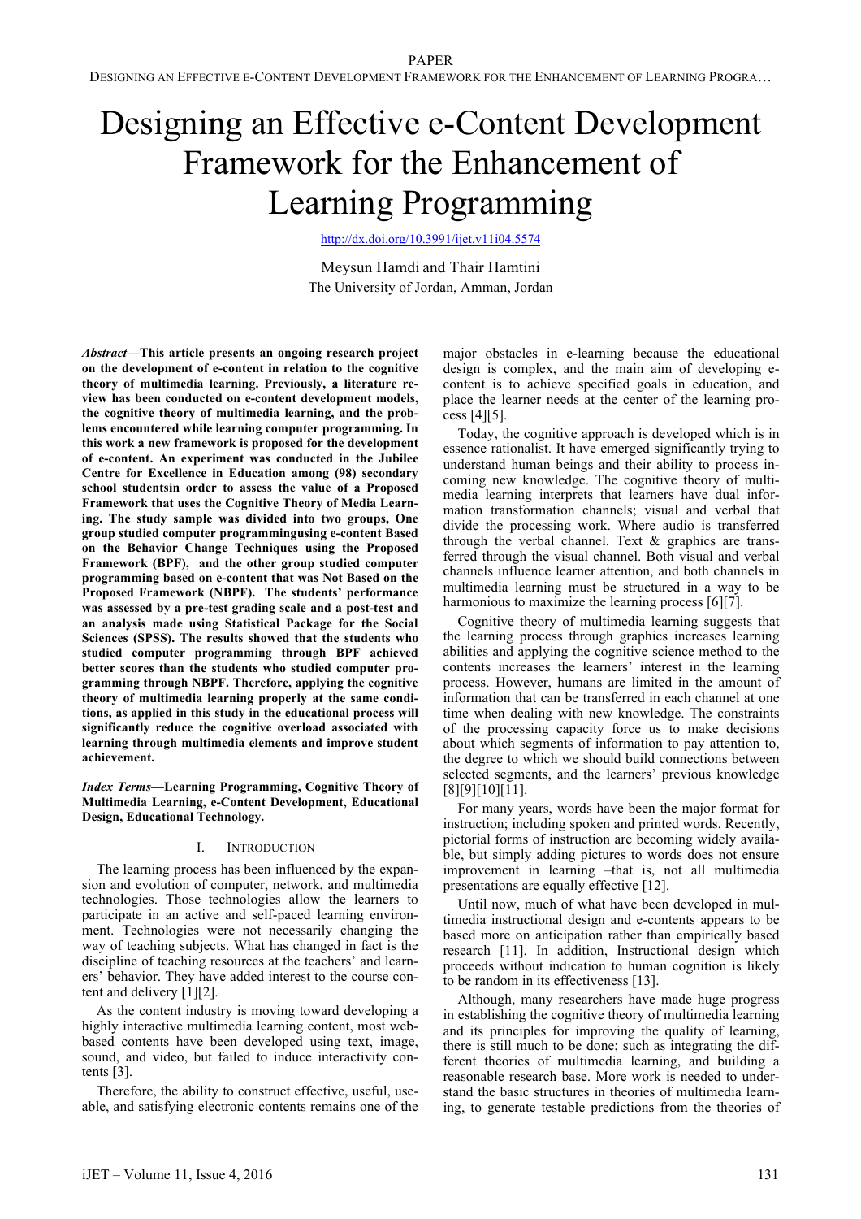# Designing an Effective e-Content Development Framework for the Enhancement of Learning Programming

http://dx.doi.org/10.3991/ijet.v11i04.5574

Meysun Hamdi and Thair Hamtini
The University of Jordan, Amman, Jordan

***Abstract*—This article presents an ongoing research project on the development of e-content in relation to the cognitive theory of multimedia learning. Previously, a literature review has been conducted on e-content development models, the cognitive theory of multimedia learning, and the problems encountered while learning computer programming. In this work a new framework is proposed for the development of e-content. An experiment was conducted in the Jubilee Centre for Excellence in Education among (98) secondary school studentsin order to assess the value of a Proposed Framework that uses the Cognitive Theory of Media Learning. The study sample was divided into two groups, One group studied computer programmingusing e-content Based on the Behavior Change Techniques using the Proposed Framework (BPF), and the other group studied computer programming based on e-content that was Not Based on the Proposed Framework (NBPF). The students' performance was assessed by a pre-test grading scale and a post-test and an analysis made using Statistical Package for the Social Sciences (SPSS). The results showed that the students who studied computer programming through BPF achieved better scores than the students who studied computer programming through NBPF. Therefore, applying the cognitive theory of multimedia learning properly at the same conditions, as applied in this study in the educational process will significantly reduce the cognitive overload associated with learning through multimedia elements and improve student achievement.**

***Index Terms*—Learning Programming, Cognitive Theory of Multimedia Learning, e-Content Development, Educational Design, Educational Technology.**

## I. INTRODUCTION

The learning process has been influenced by the expansion and evolution of computer, network, and multimedia technologies. Those technologies allow the learners to participate in an active and self-paced learning environment. Technologies were not necessarily changing the way of teaching subjects. What has changed in fact is the discipline of teaching resources at the teachers' and learners' behavior. They have added interest to the course content and delivery [1][2].

As the content industry is moving toward developing a highly interactive multimedia learning content, most web-based contents have been developed using text, image, sound, and video, but failed to induce interactivity contents [3].

Therefore, the ability to construct effective, useful, useable, and satisfying electronic contents remains one of the major obstacles in e-learning because the educational design is complex, and the main aim of developing e-content is to achieve specified goals in education, and place the learner needs at the center of the learning process [4][5].

Today, the cognitive approach is developed which is in essence rationalist. It have emerged significantly trying to understand human beings and their ability to process incoming new knowledge. The cognitive theory of multimedia learning interprets that learners have dual information transformation channels; visual and verbal that divide the processing work. Where audio is transferred through the verbal channel. Text & graphics are transferred through the visual channel. Both visual and verbal channels influence learner attention, and both channels in multimedia learning must be structured in a way to be harmonious to maximize the learning process [6][7].

Cognitive theory of multimedia learning suggests that the learning process through graphics increases learning abilities and applying the cognitive science method to the contents increases the learners' interest in the learning process. However, humans are limited in the amount of information that can be transferred in each channel at one time when dealing with new knowledge. The constraints of the processing capacity force us to make decisions about which segments of information to pay attention to, the degree to which we should build connections between selected segments, and the learners' previous knowledge [8][9][10][11].

For many years, words have been the major format for instruction; including spoken and printed words. Recently, pictorial forms of instruction are becoming widely available, but simply adding pictures to words does not ensure improvement in learning –that is, not all multimedia presentations are equally effective [12].

Until now, much of what have been developed in multimedia instructional design and e-contents appears to be based more on anticipation rather than empirically based research [11]. In addition, Instructional design which proceeds without indication to human cognition is likely to be random in its effectiveness [13].

Although, many researchers have made huge progress in establishing the cognitive theory of multimedia learning and its principles for improving the quality of learning, there is still much to be done; such as integrating the different theories of multimedia learning, and building a reasonable research base. More work is needed to understand the basic structures in theories of multimedia learning, to generate testable predictions from the theories of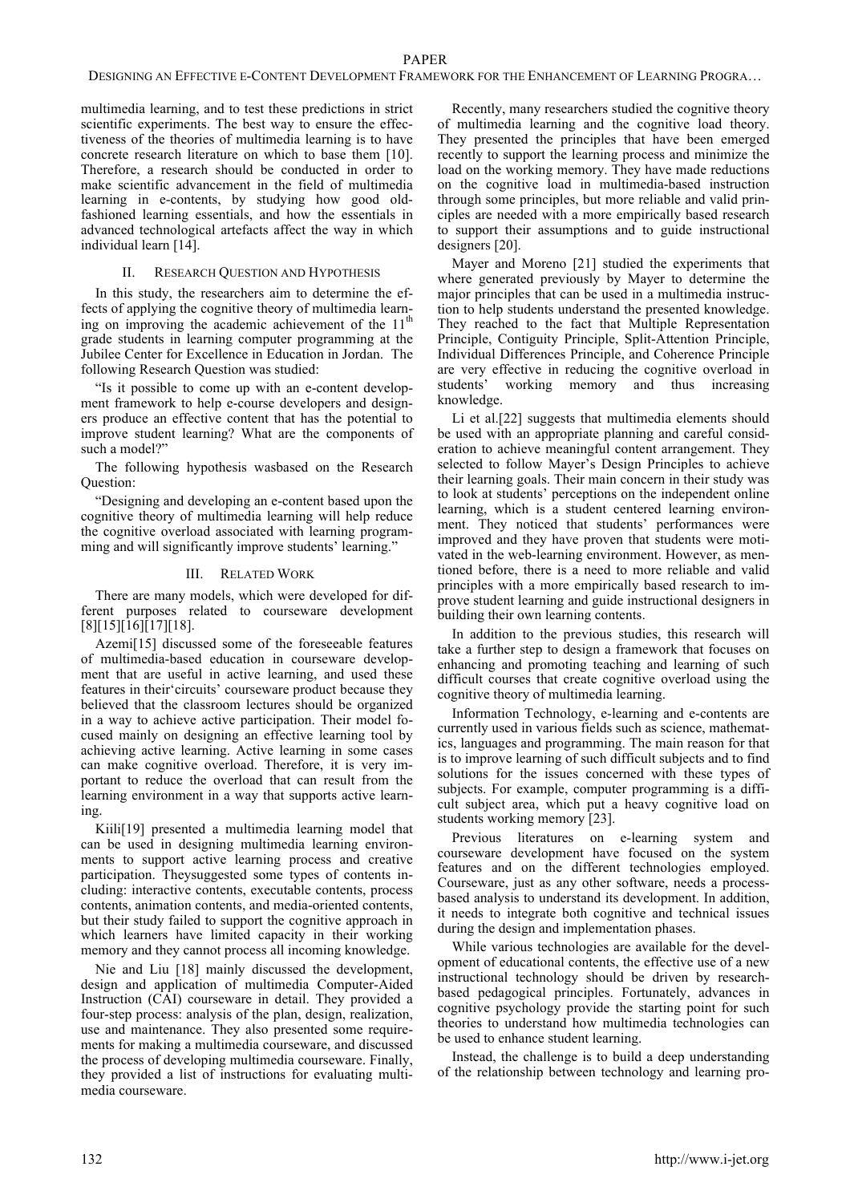multimedia learning, and to test these predictions in strict scientific experiments. The best way to ensure the effectiveness of the theories of multimedia learning is to have concrete research literature on which to base them [10]. Therefore, a research should be conducted in order to make scientific advancement in the field of multimedia learning in e-contents, by studying how good old-fashioned learning essentials, and how the essentials in advanced technological artefacts affect the way in which individual learn [14].

## II. Research Question and Hypothesis

In this study, the researchers aim to determine the effects of applying the cognitive theory of multimedia learning on improving the academic achievement of the 11$^{th}$ grade students in learning computer programming at the Jubilee Center for Excellence in Education in Jordan. The following Research Question was studied:

"Is it possible to come up with an e-content development framework to help e-course developers and designers produce an effective content that has the potential to improve student learning? What are the components of such a model?"

The following hypothesis wasbased on the Research Question:

"Designing and developing an e-content based upon the cognitive theory of multimedia learning will help reduce the cognitive overload associated with learning programming and will significantly improve students' learning."

## III. Related Work

There are many models, which were developed for different purposes related to courseware development [8][15][16][17][18].

Azemi[15] discussed some of the foreseeable features of multimedia-based education in courseware development that are useful in active learning, and used these features in their'circuits' courseware product because they believed that the classroom lectures should be organized in a way to achieve active participation. Their model focused mainly on designing an effective learning tool by achieving active learning. Active learning in some cases can make cognitive overload. Therefore, it is very important to reduce the overload that can result from the learning environment in a way that supports active learning.

Kiili[19] presented a multimedia learning model that can be used in designing multimedia learning environments to support active learning process and creative participation. Theysuggested some types of contents including: interactive contents, executable contents, process contents, animation contents, and media-oriented contents, but their study failed to support the cognitive approach in which learners have limited capacity in their working memory and they cannot process all incoming knowledge.

Nie and Liu [18] mainly discussed the development, design and application of multimedia Computer-Aided Instruction (CAI) courseware in detail. They provided a four-step process: analysis of the plan, design, realization, use and maintenance. They also presented some requirements for making a multimedia courseware, and discussed the process of developing multimedia courseware. Finally, they provided a list of instructions for evaluating multimedia courseware.

Recently, many researchers studied the cognitive theory of multimedia learning and the cognitive load theory. They presented the principles that have been emerged recently to support the learning process and minimize the load on the working memory. They have made reductions on the cognitive load in multimedia-based instruction through some principles, but more reliable and valid principles are needed with a more empirically based research to support their assumptions and to guide instructional designers [20].

Mayer and Moreno [21] studied the experiments that where generated previously by Mayer to determine the major principles that can be used in a multimedia instruction to help students understand the presented knowledge. They reached to the fact that Multiple Representation Principle, Contiguity Principle, Split-Attention Principle, Individual Differences Principle, and Coherence Principle are very effective in reducing the cognitive overload in students' working memory and thus increasing knowledge.

Li et al.[22] suggests that multimedia elements should be used with an appropriate planning and careful consideration to achieve meaningful content arrangement. They selected to follow Mayer's Design Principles to achieve their learning goals. Their main concern in their study was to look at students' perceptions on the independent online learning, which is a student centered learning environment. They noticed that students' performances were improved and they have proven that students were motivated in the web-learning environment. However, as mentioned before, there is a need to more reliable and valid principles with a more empirically based research to improve student learning and guide instructional designers in building their own learning contents.

In addition to the previous studies, this research will take a further step to design a framework that focuses on enhancing and promoting teaching and learning of such difficult courses that create cognitive overload using the cognitive theory of multimedia learning.

Information Technology, e-learning and e-contents are currently used in various fields such as science, mathematics, languages and programming. The main reason for that is to improve learning of such difficult subjects and to find solutions for the issues concerned with these types of subjects. For example, computer programming is a difficult subject area, which put a heavy cognitive load on students working memory [23].

Previous literatures on e-learning system and courseware development have focused on the system features and on the different technologies employed. Courseware, just as any other software, needs a process-based analysis to understand its development. In addition, it needs to integrate both cognitive and technical issues during the design and implementation phases.

While various technologies are available for the development of educational contents, the effective use of a new instructional technology should be driven by research-based pedagogical principles. Fortunately, advances in cognitive psychology provide the starting point for such theories to understand how multimedia technologies can be used to enhance student learning.

Instead, the challenge is to build a deep understanding of the relationship between technology and learning pro-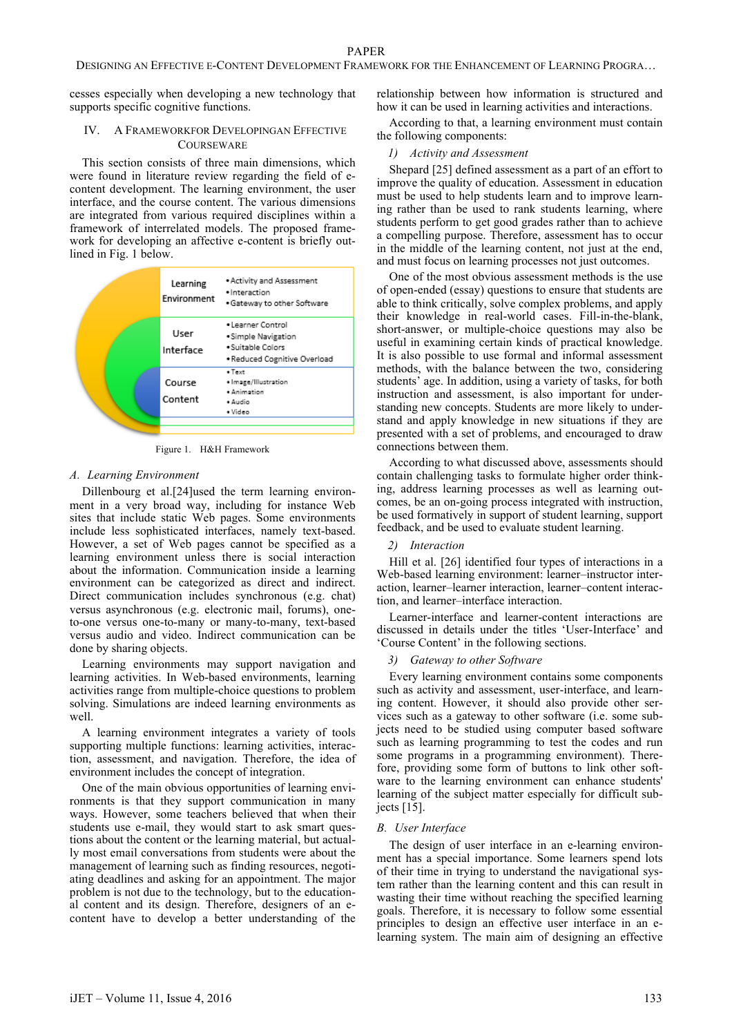cesses especially when developing a new technology that supports specific cognitive functions.

## IV. A Frameworkfor Developingan Effective Courseware

This section consists of three main dimensions, which were found in literature review regarding the field of e-content development. The learning environment, the user interface, and the course content. The various dimensions are integrated from various required disciplines within a framework of interrelated models. The proposed framework for developing an affective e-content is briefly outlined in Fig. 1 below.

| | |
|---|---|
| Learning Environment | •Activity and Assessment<br>•Interaction<br>•Gateway to other Software |
| User Interface | •Learner Control<br>•Simple Navigation<br>•Suitable Colors<br>•Reduced Cognitive Overload |
| Course Content | •Text<br>•Image/Illustration<br>•Animation<br>•Audio<br>•Video |

Figure 1. H&H Framework

### A. Learning Environment

Dillenbourg et al.[24]used the term learning environment in a very broad way, including for instance Web sites that include static Web pages. Some environments include less sophisticated interfaces, namely text-based. However, a set of Web pages cannot be specified as a learning environment unless there is social interaction about the information. Communication inside a learning environment can be categorized as direct and indirect. Direct communication includes synchronous (e.g. chat) versus asynchronous (e.g. electronic mail, forums), one-to-one versus one-to-many or many-to-many, text-based versus audio and video. Indirect communication can be done by sharing objects.

Learning environments may support navigation and learning activities. In Web-based environments, learning activities range from multiple-choice questions to problem solving. Simulations are indeed learning environments as well.

A learning environment integrates a variety of tools supporting multiple functions: learning activities, interaction, assessment, and navigation. Therefore, the idea of environment includes the concept of integration.

One of the main obvious opportunities of learning environments is that they support communication in many ways. However, some teachers believed that when their students use e-mail, they would start to ask smart questions about the content or the learning material, but actually most email conversations from students were about the management of learning such as finding resources, negotiating deadlines and asking for an appointment. The major problem is not due to the technology, but to the educational content and its design. Therefore, designers of an e-content have to develop a better understanding of the relationship between how information is structured and how it can be used in learning activities and interactions.

According to that, a learning environment must contain the following components:

#### 1) Activity and Assessment

Shepard [25] defined assessment as a part of an effort to improve the quality of education. Assessment in education must be used to help students learn and to improve learning rather than be used to rank students learning, where students perform to get good grades rather than to achieve a compelling purpose. Therefore, assessment has to occur in the middle of the learning content, not just at the end, and must focus on learning processes not just outcomes.

One of the most obvious assessment methods is the use of open-ended (essay) questions to ensure that students are able to think critically, solve complex problems, and apply their knowledge in real-world cases. Fill-in-the-blank, short-answer, or multiple-choice questions may also be useful in examining certain kinds of practical knowledge. It is also possible to use formal and informal assessment methods, with the balance between the two, considering students' age. In addition, using a variety of tasks, for both instruction and assessment, is also important for understanding new concepts. Students are more likely to understand and apply knowledge in new situations if they are presented with a set of problems, and encouraged to draw connections between them.

According to what discussed above, assessments should contain challenging tasks to formulate higher order thinking, address learning processes as well as learning outcomes, be an on-going process integrated with instruction, be used formatively in support of student learning, support feedback, and be used to evaluate student learning.

#### 2) Interaction

Hill et al. [26] identified four types of interactions in a Web-based learning environment: learner–instructor interaction, learner–learner interaction, learner–content interaction, and learner–interface interaction.

Learner-interface and learner-content interactions are discussed in details under the titles 'User-Interface' and 'Course Content' in the following sections.

#### 3) Gateway to other Software

Every learning environment contains some components such as activity and assessment, user-interface, and learning content. However, it should also provide other services such as a gateway to other software (i.e. some subjects need to be studied using computer based software such as learning programming to test the codes and run some programs in a programming environment). Therefore, providing some form of buttons to link other software to the learning environment can enhance students' learning of the subject matter especially for difficult subjects [15].

### B. User Interface

The design of user interface in an e-learning environment has a special importance. Some learners spend lots of their time in trying to understand the navigational system rather than the learning content and this can result in wasting their time without reaching the specified learning goals. Therefore, it is necessary to follow some essential principles to design an effective user interface in an e-learning system. The main aim of designing an effective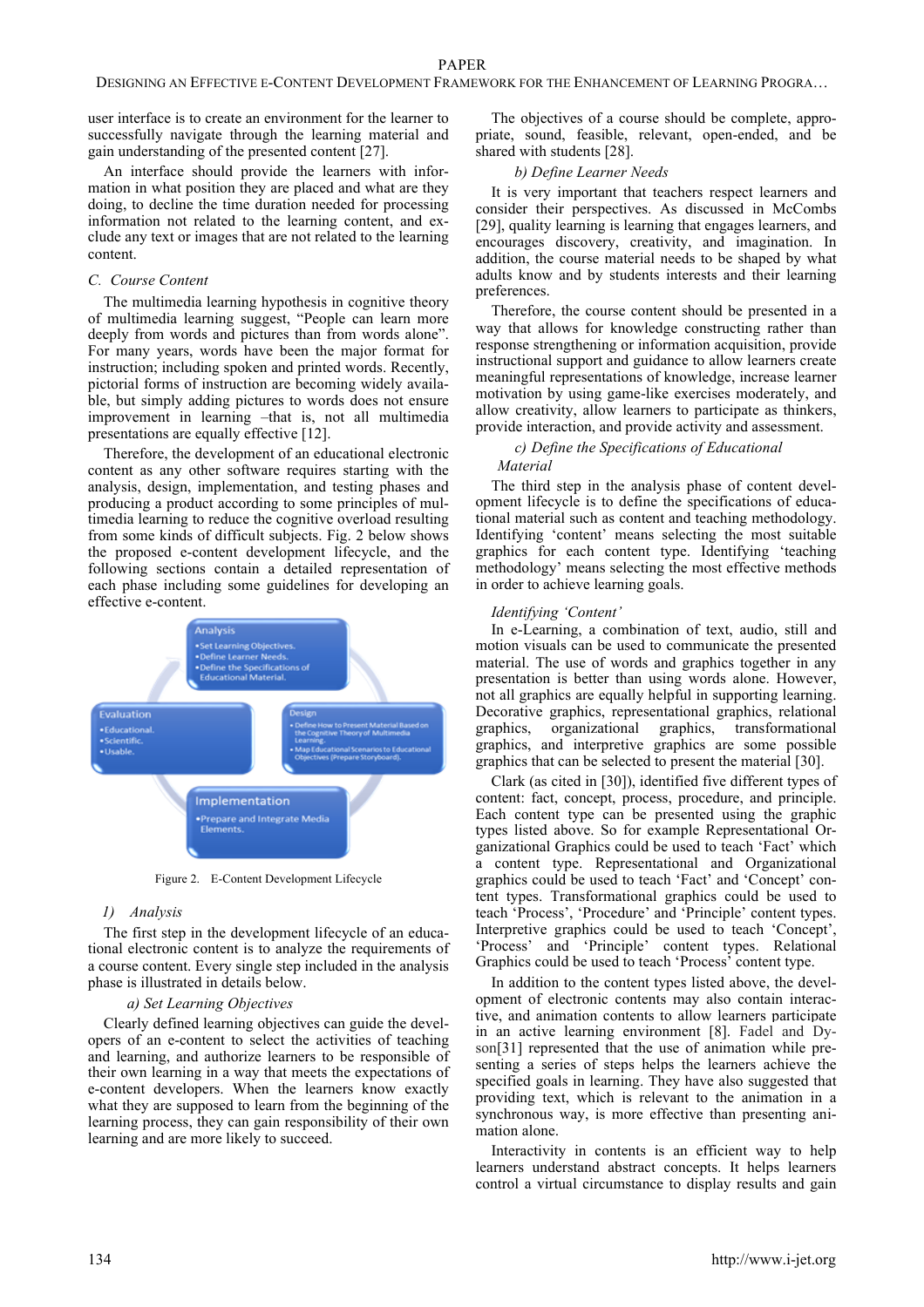user interface is to create an environment for the learner to successfully navigate through the learning material and gain understanding of the presented content [27].

An interface should provide the learners with information in what position they are placed and what are they doing, to decline the time duration needed for processing information not related to the learning content, and exclude any text or images that are not related to the learning content.

### C. Course Content

The multimedia learning hypothesis in cognitive theory of multimedia learning suggest, "People can learn more deeply from words and pictures than from words alone". For many years, words have been the major format for instruction; including spoken and printed words. Recently, pictorial forms of instruction are becoming widely available, but simply adding pictures to words does not ensure improvement in learning –that is, not all multimedia presentations are equally effective [12].

Therefore, the development of an educational electronic content as any other software requires starting with the analysis, design, implementation, and testing phases and producing a product according to some principles of multimedia learning to reduce the cognitive overload resulting from some kinds of difficult subjects. Fig. 2 below shows the proposed e-content development lifecycle, and the following sections contain a detailed representation of each phase including some guidelines for developing an effective e-content.

Analysis
•Set Learning Objectives.
•Define Learner Needs.
•Define the Specifications of Educational Material.

Design
•Define How to Present Material Based on the Cognitive Theory of Multimedia Learning.
•Map Educational Scenarios to Educational Objectives (Prepare Storyboard).

Implementation
•Prepare and Integrate Media Elements.

Evaluation
•Educational.
•Scientific.
•Usable.

Figure 2. E-Content Development Lifecycle

#### 1) Analysis

The first step in the development lifecycle of an educational electronic content is to analyze the requirements of a course content. Every single step included in the analysis phase is illustrated in details below.

*a) Set Learning Objectives*

Clearly defined learning objectives can guide the developers of an e-content to select the activities of teaching and learning, and authorize learners to be responsible of their own learning in a way that meets the expectations of e-content developers. When the learners know exactly what they are supposed to learn from the beginning of the learning process, they can gain responsibility of their own learning and are more likely to succeed.

The objectives of a course should be complete, appropriate, sound, feasible, relevant, open-ended, and be shared with students [28].

*b) Define Learner Needs*

It is very important that teachers respect learners and consider their perspectives. As discussed in McCombs [29], quality learning is learning that engages learners, and encourages discovery, creativity, and imagination. In addition, the course material needs to be shaped by what adults know and by students interests and their learning preferences.

Therefore, the course content should be presented in a way that allows for knowledge constructing rather than response strengthening or information acquisition, provide instructional support and guidance to allow learners create meaningful representations of knowledge, increase learner motivation by using game-like exercises moderately, and allow creativity, allow learners to participate as thinkers, provide interaction, and provide activity and assessment.

*c) Define the Specifications of Educational Material*

The third step in the analysis phase of content development lifecycle is to define the specifications of educational material such as content and teaching methodology. Identifying 'content' means selecting the most suitable graphics for each content type. Identifying 'teaching methodology' means selecting the most effective methods in order to achieve learning goals.

*Identifying 'Content'*

In e-Learning, a combination of text, audio, still and motion visuals can be used to communicate the presented material. The use of words and graphics together in any presentation is better than using words alone. However, not all graphics are equally helpful in supporting learning. Decorative graphics, representational graphics, relational graphics, organizational graphics, transformational graphics, and interpretive graphics are some possible graphics that can be selected to present the material [30].

Clark (as cited in [30]), identified five different types of content: fact, concept, process, procedure, and principle. Each content type can be presented using the graphic types listed above. So for example Representational Organizational Graphics could be used to teach 'Fact' which a content type. Representational and Organizational graphics could be used to teach 'Fact' and 'Concept' content types. Transformational graphics could be used to teach 'Process', 'Procedure' and 'Principle' content types. Interpretive graphics could be used to teach 'Concept', 'Process' and 'Principle' content types. Relational Graphics could be used to teach 'Process' content type.

In addition to the content types listed above, the development of electronic contents may also contain interactive, and animation contents to allow learners participate in an active learning environment [8]. Fadel and Dyson[31] represented that the use of animation while presenting a series of steps helps the learners achieve the specified goals in learning. They have also suggested that providing text, which is relevant to the animation in a synchronous way, is more effective than presenting animation alone.

Interactivity in contents is an efficient way to help learners understand abstract concepts. It helps learners control a virtual circumstance to display results and gain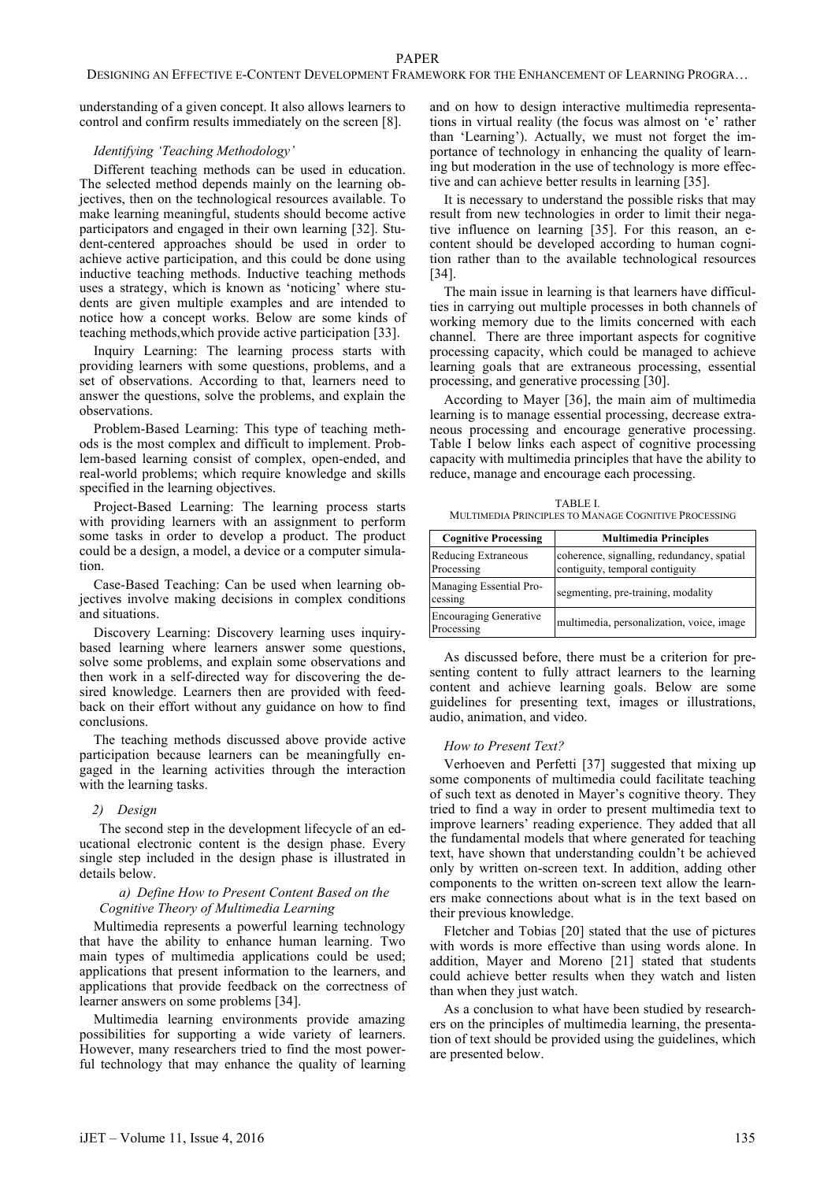understanding of a given concept. It also allows learners to control and confirm results immediately on the screen [8].

*Identifying 'Teaching Methodology'*

Different teaching methods can be used in education. The selected method depends mainly on the learning objectives, then on the technological resources available. To make learning meaningful, students should become active participators and engaged in their own learning [32]. Student-centered approaches should be used in order to achieve active participation, and this could be done using inductive teaching methods. Inductive teaching methods uses a strategy, which is known as 'noticing' where students are given multiple examples and are intended to notice how a concept works. Below are some kinds of teaching methods,which provide active participation [33].

Inquiry Learning: The learning process starts with providing learners with some questions, problems, and a set of observations. According to that, learners need to answer the questions, solve the problems, and explain the observations.

Problem-Based Learning: This type of teaching methods is the most complex and difficult to implement. Problem-based learning consist of complex, open-ended, and real-world problems; which require knowledge and skills specified in the learning objectives.

Project-Based Learning: The learning process starts with providing learners with an assignment to perform some tasks in order to develop a product. The product could be a design, a model, a device or a computer simulation.

Case-Based Teaching: Can be used when learning objectives involve making decisions in complex conditions and situations.

Discovery Learning: Discovery learning uses inquiry-based learning where learners answer some questions, solve some problems, and explain some observations and then work in a self-directed way for discovering the desired knowledge. Learners then are provided with feedback on their effort without any guidance on how to find conclusions.

The teaching methods discussed above provide active participation because learners can be meaningfully engaged in the learning activities through the interaction with the learning tasks.

### 2) Design

The second step in the development lifecycle of an educational electronic content is the design phase. Every single step included in the design phase is illustrated in details below.

#### *a) Define How to Present Content Based on the Cognitive Theory of Multimedia Learning*

Multimedia represents a powerful learning technology that have the ability to enhance human learning. Two main types of multimedia applications could be used; applications that present information to the learners, and applications that provide feedback on the correctness of learner answers on some problems [34].

Multimedia learning environments provide amazing possibilities for supporting a wide variety of learners. However, many researchers tried to find the most powerful technology that may enhance the quality of learning and on how to design interactive multimedia representations in virtual reality (the focus was almost on 'e' rather than 'Learning'). Actually, we must not forget the importance of technology in enhancing the quality of learning but moderation in the use of technology is more effective and can achieve better results in learning [35].

It is necessary to understand the possible risks that may result from new technologies in order to limit their negative influence on learning [35]. For this reason, an e-content should be developed according to human cognition rather than to the available technological resources [34].

The main issue in learning is that learners have difficulties in carrying out multiple processes in both channels of working memory due to the limits concerned with each channel. There are three important aspects for cognitive processing capacity, which could be managed to achieve learning goals that are extraneous processing, essential processing, and generative processing [30].

According to Mayer [36], the main aim of multimedia learning is to manage essential processing, decrease extraneous processing and encourage generative processing. Table I below links each aspect of cognitive processing capacity with multimedia principles that have the ability to reduce, manage and encourage each processing.

TABLE I.
MULTIMEDIA PRINCIPLES TO MANAGE COGNITIVE PROCESSING

| Cognitive Processing | Multimedia Principles |
|---|---|
| Reducing Extraneous Processing | coherence, signalling, redundancy, spatial contiguity, temporal contiguity |
| Managing Essential Processing | segmenting, pre-training, modality |
| Encouraging Generative Processing | multimedia, personalization, voice, image |

As discussed before, there must be a criterion for presenting content to fully attract learners to the learning content and achieve learning goals. Below are some guidelines for presenting text, images or illustrations, audio, animation, and video.

*How to Present Text?*

Verhoeven and Perfetti [37] suggested that mixing up some components of multimedia could facilitate teaching of such text as denoted in Mayer's cognitive theory. They tried to find a way in order to present multimedia text to improve learners' reading experience. They added that all the fundamental models that where generated for teaching text, have shown that understanding couldn't be achieved only by written on-screen text. In addition, adding other components to the written on-screen text allow the learners make connections about what is in the text based on their previous knowledge.

Fletcher and Tobias [20] stated that the use of pictures with words is more effective than using words alone. In addition, Mayer and Moreno [21] stated that students could achieve better results when they watch and listen than when they just watch.

As a conclusion to what have been studied by researchers on the principles of multimedia learning, the presentation of text should be provided using the guidelines, which are presented below.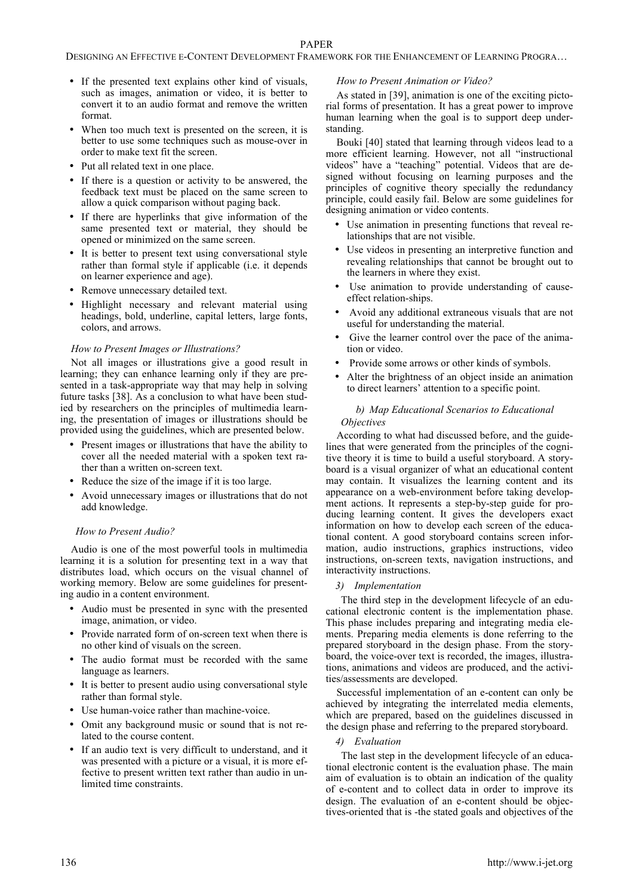- If the presented text explains other kind of visuals, such as images, animation or video, it is better to convert it to an audio format and remove the written format.
- When too much text is presented on the screen, it is better to use some techniques such as mouse-over in order to make text fit the screen.
- Put all related text in one place.
- If there is a question or activity to be answered, the feedback text must be placed on the same screen to allow a quick comparison without paging back.
- If there are hyperlinks that give information of the same presented text or material, they should be opened or minimized on the same screen.
- It is better to present text using conversational style rather than formal style if applicable (i.e. it depends on learner experience and age).
- Remove unnecessary detailed text.
- Highlight necessary and relevant material using headings, bold, underline, capital letters, large fonts, colors, and arrows.

*How to Present Images or Illustrations?*

Not all images or illustrations give a good result in learning; they can enhance learning only if they are presented in a task-appropriate way that may help in solving future tasks [38]. As a conclusion to what have been studied by researchers on the principles of multimedia learning, the presentation of images or illustrations should be provided using the guidelines, which are presented below.

- Present images or illustrations that have the ability to cover all the needed material with a spoken text rather than a written on-screen text.
- Reduce the size of the image if it is too large.
- Avoid unnecessary images or illustrations that do not add knowledge.

*How to Present Audio?*

Audio is one of the most powerful tools in multimedia learning it is a solution for presenting text in a way that distributes load, which occurs on the visual channel of working memory. Below are some guidelines for presenting audio in a content environment.

- Audio must be presented in sync with the presented image, animation, or video.
- Provide narrated form of on-screen text when there is no other kind of visuals on the screen.
- The audio format must be recorded with the same language as learners.
- It is better to present audio using conversational style rather than formal style.
- Use human-voice rather than machine-voice.
- Omit any background music or sound that is not related to the course content.
- If an audio text is very difficult to understand, and it was presented with a picture or a visual, it is more effective to present written text rather than audio in unlimited time constraints.

*How to Present Animation or Video?*

As stated in [39], animation is one of the exciting pictorial forms of presentation. It has a great power to improve human learning when the goal is to support deep understanding.

Bouki [40] stated that learning through videos lead to a more efficient learning. However, not all "instructional videos" have a "teaching" potential. Videos that are designed without focusing on learning purposes and the principles of cognitive theory specially the redundancy principle, could easily fail. Below are some guidelines for designing animation or video contents.

- Use animation in presenting functions that reveal relationships that are not visible.
- Use videos in presenting an interpretive function and revealing relationships that cannot be brought out to the learners in where they exist.
- Use animation to provide understanding of cause-effect relation-ships.
- Avoid any additional extraneous visuals that are not useful for understanding the material.
- Give the learner control over the pace of the animation or video.
- Provide some arrows or other kinds of symbols.
- Alter the brightness of an object inside an animation to direct learners' attention to a specific point.

*b) Map Educational Scenarios to Educational Objectives*

According to what had discussed before, and the guidelines that were generated from the principles of the cognitive theory it is time to build a useful storyboard. A storyboard is a visual organizer of what an educational content may contain. It visualizes the learning content and its appearance on a web-environment before taking development actions. It represents a step-by-step guide for producing learning content. It gives the developers exact information on how to develop each screen of the educational content. A good storyboard contains screen information, audio instructions, graphics instructions, video instructions, on-screen texts, navigation instructions, and interactivity instructions.

*3) Implementation*

The third step in the development lifecycle of an educational electronic content is the implementation phase. This phase includes preparing and integrating media elements. Preparing media elements is done referring to the prepared storyboard in the design phase. From the storyboard, the voice-over text is recorded, the images, illustrations, animations and videos are produced, and the activities/assessments are developed.

Successful implementation of an e-content can only be achieved by integrating the interrelated media elements, which are prepared, based on the guidelines discussed in the design phase and referring to the prepared storyboard.

*4) Evaluation*

The last step in the development lifecycle of an educational electronic content is the evaluation phase. The main aim of evaluation is to obtain an indication of the quality of e-content and to collect data in order to improve its design. The evaluation of an e-content should be objectives-oriented that is -the stated goals and objectives of the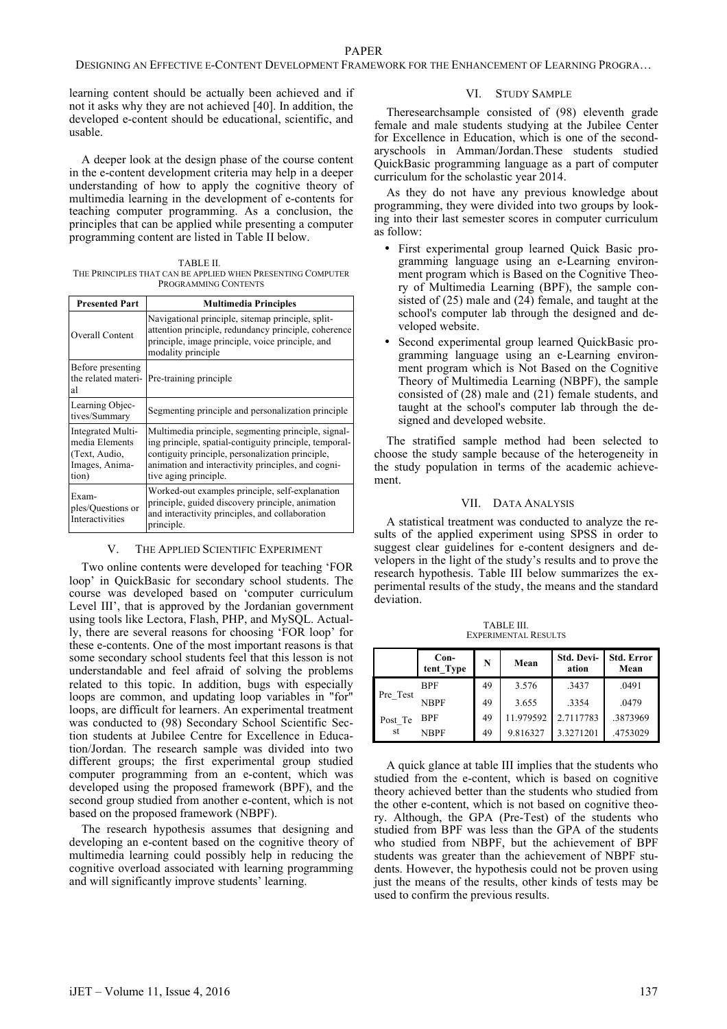learning content should be actually been achieved and if not it asks why they are not achieved [40]. In addition, the developed e-content should be educational, scientific, and usable.

A deeper look at the design phase of the course content in the e-content development criteria may help in a deeper understanding of how to apply the cognitive theory of multimedia learning in the development of e-contents for teaching computer programming. As a conclusion, the principles that can be applied while presenting a computer programming content are listed in Table II below.

TABLE II.
THE PRINCIPLES THAT CAN BE APPLIED WHEN PRESENTING COMPUTER PROGRAMMING CONTENTS

| Presented Part | Multimedia Principles |
|---|---|
| Overall Content | Navigational principle, sitemap principle, split-attention principle, redundancy principle, coherence principle, image principle, voice principle, and modality principle |
| Before presenting the related material | Pre-training principle |
| Learning Objectives/Summary | Segmenting principle and personalization principle |
| Integrated Multimedia Elements (Text, Audio, Images, Animation) | Multimedia principle, segmenting principle, signaling principle, spatial-contiguity principle, temporal-contiguity principle, personalization principle, animation and interactivity principles, and cognitive aging principle. |
| Examples/Questions or Interactivities | Worked-out examples principle, self-explanation principle, guided discovery principle, animation and interactivity principles, and collaboration principle. |

## V. THE APPLIED SCIENTIFIC EXPERIMENT

Two online contents were developed for teaching 'FOR loop' in QuickBasic for secondary school students. The course was developed based on 'computer curriculum Level III', that is approved by the Jordanian government using tools like Lectora, Flash, PHP, and MySQL. Actually, there are several reasons for choosing 'FOR loop' for these e-contents. One of the most important reasons is that some secondary school students feel that this lesson is not understandable and feel afraid of solving the problems related to this topic. In addition, bugs with especially loops are common, and updating loop variables in "for" loops, are difficult for learners. An experimental treatment was conducted to (98) Secondary School Scientific Section students at Jubilee Centre for Excellence in Education/Jordan. The research sample was divided into two different groups; the first experimental group studied computer programming from an e-content, which was developed using the proposed framework (BPF), and the second group studied from another e-content, which is not based on the proposed framework (NBPF).

The research hypothesis assumes that designing and developing an e-content based on the cognitive theory of multimedia learning could possibly help in reducing the cognitive overload associated with learning programming and will significantly improve students' learning.

## VI. STUDY SAMPLE

Theresearchsample consisted of (98) eleventh grade female and male students studying at the Jubilee Center for Excellence in Education, which is one of the secondaryschools in Amman/Jordan.These students studied QuickBasic programming language as a part of computer curriculum for the scholastic year 2014.

As they do not have any previous knowledge about programming, they were divided into two groups by looking into their last semester scores in computer curriculum as follow:

- First experimental group learned Quick Basic programming language using an e-Learning environment program which is Based on the Cognitive Theory of Multimedia Learning (BPF), the sample consisted of (25) male and (24) female, and taught at the school's computer lab through the designed and developed website.
- Second experimental group learned QuickBasic programming language using an e-Learning environment program which is Not Based on the Cognitive Theory of Multimedia Learning (NBPF), the sample consisted of (28) male and (21) female students, and taught at the school's computer lab through the designed and developed website.

The stratified sample method had been selected to choose the study sample because of the heterogeneity in the study population in terms of the academic achievement.

## VII. DATA ANALYSIS

A statistical treatment was conducted to analyze the results of the applied experiment using SPSS in order to suggest clear guidelines for e-content designers and developers in the light of the study's results and to prove the research hypothesis. Table III below summarizes the experimental results of the study, the means and the standard deviation.

TABLE III.
EXPERIMENTAL RESULTS

| | Content_Type | N | Mean | Std. Deviation | Std. Error Mean |
|---|---|---|---|---|---|
| Pre_Test | BPF | 49 | 3.576 | .3437 | .0491 |
| | NBPF | 49 | 3.655 | .3354 | .0479 |
| Post_Test | BPF | 49 | 11.979592 | 2.7117783 | .3873969 |
| | NBPF | 49 | 9.816327 | 3.3271201 | .4753029 |

A quick glance at table III implies that the students who studied from the e-content, which is based on cognitive theory achieved better than the students who studied from the other e-content, which is not based on cognitive theory. Although, the GPA (Pre-Test) of the students who studied from BPF was less than the GPA of the students who studied from NBPF, but the achievement of BPF students was greater than the achievement of NBPF students. However, the hypothesis could not be proven using just the means of the results, other kinds of tests may be used to confirm the previous results.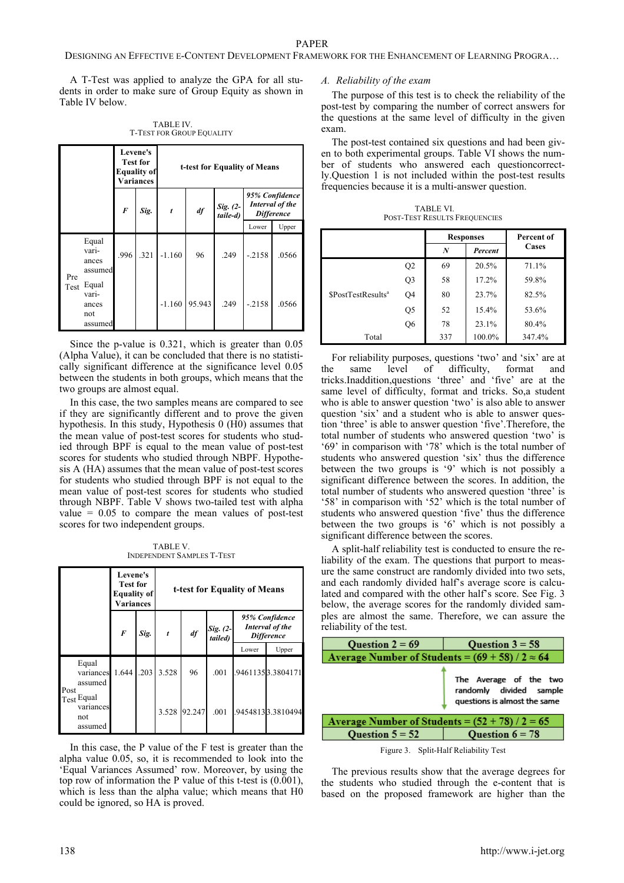A T-Test was applied to analyze the GPA for all students in order to make sure of Group Equity as shown in Table IV below.

TABLE IV.
T-TEST FOR GROUP EQUALITY

| | | Levene's Test for Equality of Variances | | t-test for Equality of Means | | | | |
|---|---|---|---|---|---|---|---|---|
| | | *F* | *Sig.* | *t* | *df* | *Sig. (2-taile-d)* | *95% Confidence Interval of the Difference* | |
| | | | | | | | Lower | Upper |
| Pre Test | Equal variances assumed | .996 | .321 | -1.160 | 96 | .249 | -.2158 | .0566 |
| | Equal variances not assumed | | | -1.160 | 95.943 | .249 | -.2158 | .0566 |

Since the p-value is 0.321, which is greater than 0.05 (Alpha Value), it can be concluded that there is no statistically significant difference at the significance level 0.05 between the students in both groups, which means that the two groups are almost equal.

In this case, the two samples means are compared to see if they are significantly different and to prove the given hypothesis. In this study, Hypothesis 0 (H0) assumes that the mean value of post-test scores for students who studied through BPF is equal to the mean value of post-test scores for students who studied through NBPF. Hypothesis A (HA) assumes that the mean value of post-test scores for students who studied through BPF is not equal to the mean value of post-test scores for students who studied through NBPF. Table V shows two-tailed test with alpha value = 0.05 to compare the mean values of post-test scores for two independent groups.

TABLE V.
INDEPENDENT SAMPLES T-TEST

| | | Levene's Test for Equality of Variances | | t-test for Equality of Means | | | | |
|---|---|---|---|---|---|---|---|---|
| | | *F* | *Sig.* | *t* | *df* | *Sig. (2-tailed)* | *95% Confidence Interval of the Difference* | |
| | | | | | | | Lower | Upper |
| Post Test | Equal variances assumed | 1.644 | .203 | 3.528 | 96 | .001 | .9461135 | 3.3804171 |
| | Equal variances not assumed | | | 3.528 | 92.247 | .001 | .9454813 | 3.3810494 |

In this case, the P value of the F test is greater than the alpha value 0.05, so, it is recommended to look into the 'Equal Variances Assumed' row. Moreover, by using the top row of information the P value of this t-test is (0.001), which is less than the alpha value; which means that H0 could be ignored, so HA is proved.

*A. Reliability of the exam*

The purpose of this test is to check the reliability of the post-test by comparing the number of correct answers for the questions at the same level of difficulty in the given exam.

The post-test contained six questions and had been given to both experimental groups. Table VI shows the number of students who answered each questioncorrectly.Question 1 is not included within the post-test results frequencies because it is a multi-answer question.

TABLE VI.
POST-TEST RESULTS FREQUENCIES

| | | Responses | | Percent of Cases |
|---|---|---|---|---|
| | | *N* | *Percent* | |
| $PostTestResults[a] | Q2 | 69 | 20.5% | 71.1% |
| | Q3 | 58 | 17.2% | 59.8% |
| | Q4 | 80 | 23.7% | 82.5% |
| | Q5 | 52 | 15.4% | 53.6% |
| | Q6 | 78 | 23.1% | 80.4% |
| Total | | 337 | 100.0% | 347.4% |

For reliability purposes, questions 'two' and 'six' are at the same level of difficulty, format and tricks.Inaddition,questions 'three' and 'five' are at the same level of difficulty, format and tricks. So,a student who is able to answer question 'two' is also able to answer question 'six' and a student who is able to answer question 'three' is able to answer question 'five'.Therefore, the total number of students who answered question 'two' is '69' in comparison with '78' which is the total number of students who answered question 'six' thus the difference between the two groups is '9' which is not possibly a significant difference between the scores. In addition, the total number of students who answered question 'three' is '58' in comparison with '52' which is the total number of students who answered question 'five' thus the difference between the two groups is '6' which is not possibly a significant difference between the scores.

A split-half reliability test is conducted to ensure the reliability of the exam. The questions that purport to measure the same construct are randomly divided into two sets, and each randomly divided half's average score is calculated and compared with the other half's score. See Fig. 3 below, the average scores for the randomly divided samples are almost the same. Therefore, we can assure the reliability of the test.

| Question 2 = 69 | Question 3 = 58 |
|---|---|
| **Average Number of Students = (69 + 58) / 2 ≈ 64** | |

The Average of the two randomly divided sample questions is almost the same

| **Average Number of Students = (52 + 78) / 2 = 65** | |
|---|---|
| Question 5 = 52 | Question 6 = 78 |

Figure 3. Split-Half Reliability Test

The previous results show that the average degrees for the students who studied through the e-content that is based on the proposed framework are higher than the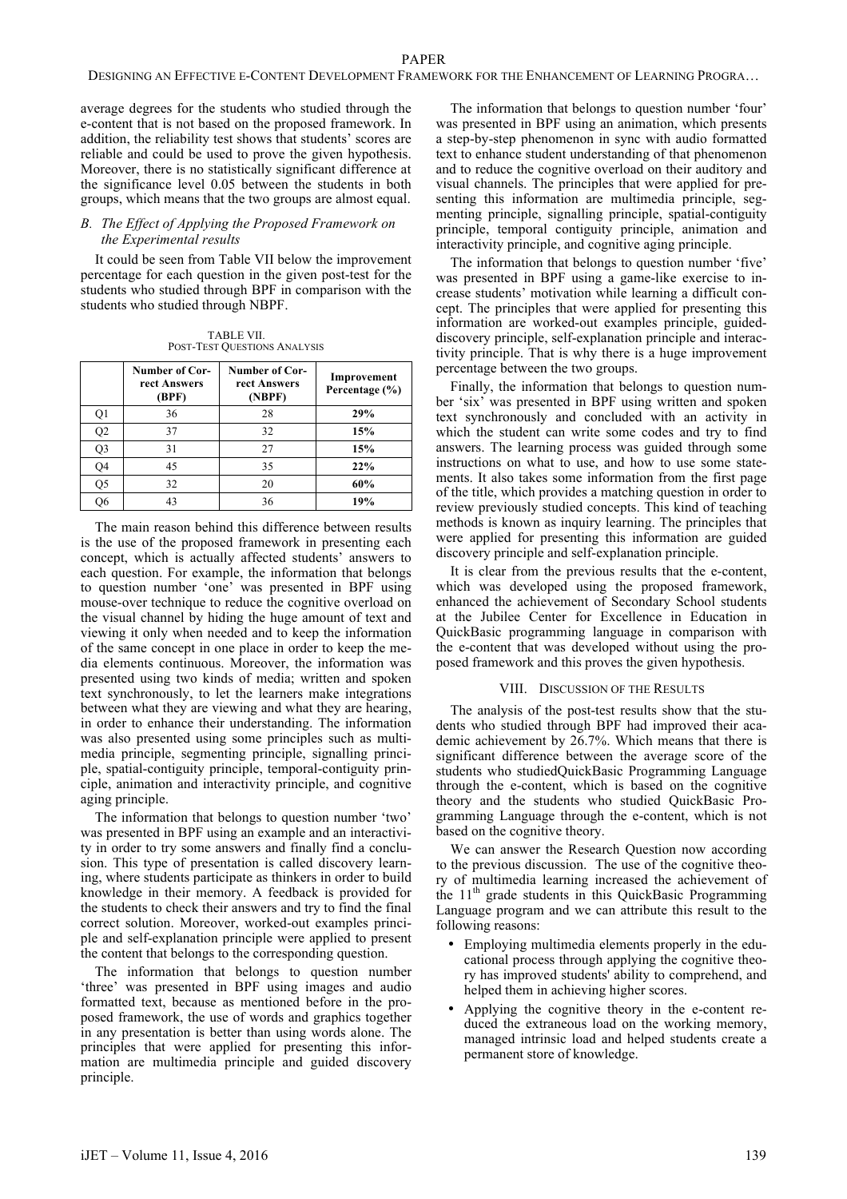average degrees for the students who studied through the e-content that is not based on the proposed framework. In addition, the reliability test shows that students' scores are reliable and could be used to prove the given hypothesis. Moreover, there is no statistically significant difference at the significance level 0.05 between the students in both groups, which means that the two groups are almost equal.

### *B. The Effect of Applying the Proposed Framework on the Experimental results*

It could be seen from Table VII below the improvement percentage for each question in the given post-test for the students who studied through BPF in comparison with the students who studied through NBPF.

TABLE VII.
POST-TEST QUESTIONS ANALYSIS

| | Number of Correct Answers (BPF) | Number of Correct Answers (NBPF) | Improvement Percentage (%) |
|---|---|---|---|
| Q1 | 36 | 28 | **29%** |
| Q2 | 37 | 32 | **15%** |
| Q3 | 31 | 27 | **15%** |
| Q4 | 45 | 35 | **22%** |
| Q5 | 32 | 20 | **60%** |
| Q6 | 43 | 36 | **19%** |

The main reason behind this difference between results is the use of the proposed framework in presenting each concept, which is actually affected students' answers to each question. For example, the information that belongs to question number 'one' was presented in BPF using mouse-over technique to reduce the cognitive overload on the visual channel by hiding the huge amount of text and viewing it only when needed and to keep the information of the same concept in one place in order to keep the media elements continuous. Moreover, the information was presented using two kinds of media; written and spoken text synchronously, to let the learners make integrations between what they are viewing and what they are hearing, in order to enhance their understanding. The information was also presented using some principles such as multimedia principle, segmenting principle, signalling principle, spatial-contiguity principle, temporal-contiguity principle, animation and interactivity principle, and cognitive aging principle.

The information that belongs to question number 'two' was presented in BPF using an example and an interactivity in order to try some answers and finally find a conclusion. This type of presentation is called discovery learning, where students participate as thinkers in order to build knowledge in their memory. A feedback is provided for the students to check their answers and try to find the final correct solution. Moreover, worked-out examples principle and self-explanation principle were applied to present the content that belongs to the corresponding question.

The information that belongs to question number 'three' was presented in BPF using images and audio formatted text, because as mentioned before in the proposed framework, the use of words and graphics together in any presentation is better than using words alone. The principles that were applied for presenting this information are multimedia principle and guided discovery principle.

The information that belongs to question number 'four' was presented in BPF using an animation, which presents a step-by-step phenomenon in sync with audio formatted text to enhance student understanding of that phenomenon and to reduce the cognitive overload on their auditory and visual channels. The principles that were applied for presenting this information are multimedia principle, segmenting principle, signalling principle, spatial-contiguity principle, temporal contiguity principle, animation and interactivity principle, and cognitive aging principle.

The information that belongs to question number 'five' was presented in BPF using a game-like exercise to increase students' motivation while learning a difficult concept. The principles that were applied for presenting this information are worked-out examples principle, guided-discovery principle, self-explanation principle and interactivity principle. That is why there is a huge improvement percentage between the two groups.

Finally, the information that belongs to question number 'six' was presented in BPF using written and spoken text synchronously and concluded with an activity in which the student can write some codes and try to find answers. The learning process was guided through some instructions on what to use, and how to use some statements. It also takes some information from the first page of the title, which provides a matching question in order to review previously studied concepts. This kind of teaching methods is known as inquiry learning. The principles that were applied for presenting this information are guided discovery principle and self-explanation principle.

It is clear from the previous results that the e-content, which was developed using the proposed framework, enhanced the achievement of Secondary School students at the Jubilee Center for Excellence in Education in QuickBasic programming language in comparison with the e-content that was developed without using the proposed framework and this proves the given hypothesis.

## VIII. DISCUSSION OF THE RESULTS

The analysis of the post-test results show that the students who studied through BPF had improved their academic achievement by 26.7%. Which means that there is significant difference between the average score of the students who studiedQuickBasic Programming Language through the e-content, which is based on the cognitive theory and the students who studied QuickBasic Programming Language through the e-content, which is not based on the cognitive theory.

We can answer the Research Question now according to the previous discussion. The use of the cognitive theory of multimedia learning increased the achievement of the 11$^{th}$ grade students in this QuickBasic Programming Language program and we can attribute this result to the following reasons:

- Employing multimedia elements properly in the educational process through applying the cognitive theory has improved students' ability to comprehend, and helped them in achieving higher scores.
- Applying the cognitive theory in the e-content reduced the extraneous load on the working memory, managed intrinsic load and helped students create a permanent store of knowledge.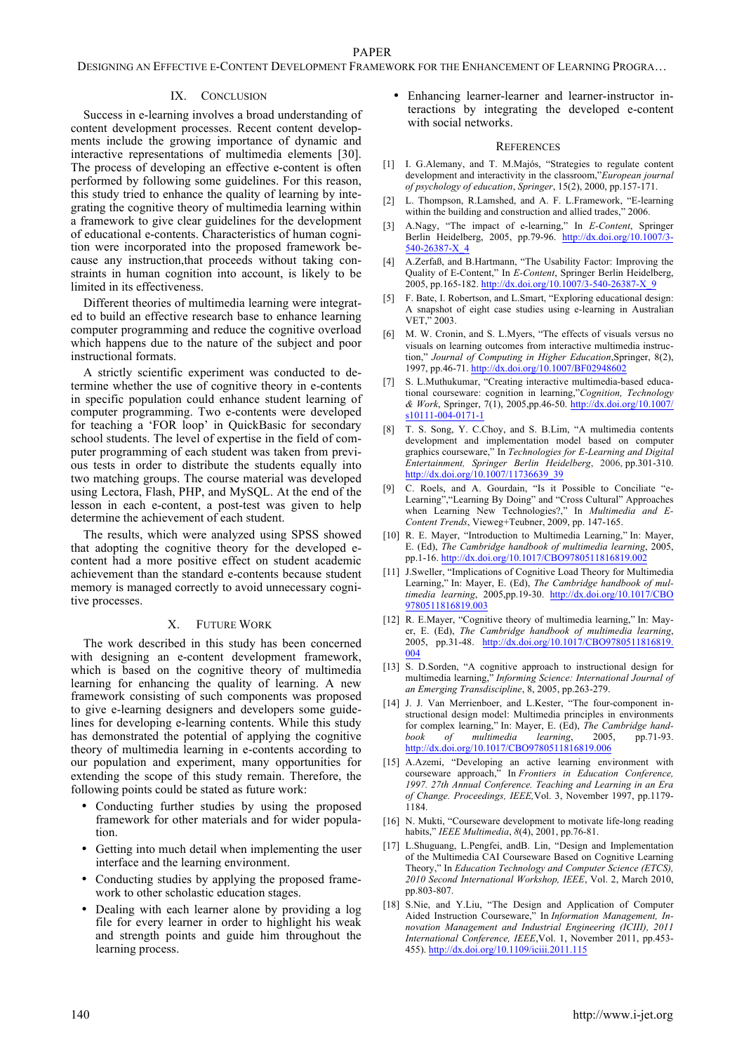## IX. Conclusion

Success in e-learning involves a broad understanding of content development processes. Recent content developments include the growing importance of dynamic and interactive representations of multimedia elements [30]. The process of developing an effective e-content is often performed by following some guidelines. For this reason, this study tried to enhance the quality of learning by integrating the cognitive theory of multimedia learning within a framework to give clear guidelines for the development of educational e-contents. Characteristics of human cognition were incorporated into the proposed framework because any instruction,that proceeds without taking constraints in human cognition into account, is likely to be limited in its effectiveness.

Different theories of multimedia learning were integrated to build an effective research base to enhance learning computer programming and reduce the cognitive overload which happens due to the nature of the subject and poor instructional formats.

A strictly scientific experiment was conducted to determine whether the use of cognitive theory in e-contents in specific population could enhance student learning of computer programming. Two e-contents were developed for teaching a 'FOR loop' in QuickBasic for secondary school students. The level of expertise in the field of computer programming of each student was taken from previous tests in order to distribute the students equally into two matching groups. The course material was developed using Lectora, Flash, PHP, and MySQL. At the end of the lesson in each e-content, a post-test was given to help determine the achievement of each student.

The results, which were analyzed using SPSS showed that adopting the cognitive theory for the developed e-content had a more positive effect on student academic achievement than the standard e-contents because student memory is managed correctly to avoid unnecessary cognitive processes.

## X. Future Work

The work described in this study has been concerned with designing an e-content development framework, which is based on the cognitive theory of multimedia learning for enhancing the quality of learning. A new framework consisting of such components was proposed to give e-learning designers and developers some guidelines for developing e-learning contents. While this study has demonstrated the potential of applying the cognitive theory of multimedia learning in e-contents according to our population and experiment, many opportunities for extending the scope of this study remain. Therefore, the following points could be stated as future work:

- Conducting further studies by using the proposed framework for other materials and for wider population.
- Getting into much detail when implementing the user interface and the learning environment.
- Conducting studies by applying the proposed framework to other scholastic education stages.
- Dealing with each learner alone by providing a log file for every learner in order to highlight his weak and strength points and guide him throughout the learning process.
- Enhancing learner-learner and learner-instructor interactions by integrating the developed e-content with social networks.

## References

[1] I. G.Alemany, and T. M.Majós, "Strategies to regulate content development and interactivity in the classroom,"*European journal of psychology of education*, *Springer*, 15(2), 2000, pp.157-171.

[2] L. Thompson, R.Lamshed, and A. F. L.Framework, "E-learning within the building and construction and allied trades," 2006.

[3] A.Nagy, "The impact of e-learning," In *E-Content*, Springer Berlin Heidelberg, 2005, pp.79-96. http://dx.doi.org/10.1007/3-540-26387-X_4

[4] A.Zerfaß, and B.Hartmann, "The Usability Factor: Improving the Quality of E-Content," In *E-Content*, Springer Berlin Heidelberg, 2005, pp.165-182. http://dx.doi.org/10.1007/3-540-26387-X_9

[5] F. Bate, I. Robertson, and L.Smart, "Exploring educational design: A snapshot of eight case studies using e-learning in Australian VET," 2003.

[6] M. W. Cronin, and S. L.Myers, "The effects of visuals versus no visuals on learning outcomes from interactive multimedia instruction," *Journal of Computing in Higher Education*,Springer, 8(2), 1997, pp.46-71. http://dx.doi.org/10.1007/BF02948602

[7] S. L.Muthukumar, "Creating interactive multimedia-based educational courseware: cognition in learning,"*Cognition, Technology & Work*, Springer, 7(1), 2005,pp.46-50. http://dx.doi.org/10.1007/s10111-004-0171-1

[8] T. S. Song, Y. C.Choy, and S. B.Lim, "A multimedia contents development and implementation model based on computer graphics courseware," In *Technologies for E-Learning and Digital Entertainment, Springer Berlin Heidelberg*, 2006, pp.301-310. http://dx.doi.org/10.1007/11736639_39

[9] C. Roels, and A. Gourdain, "Is it Possible to Conciliate "e-Learning","Learning By Doing" and "Cross Cultural" Approaches when Learning New Technologies?," In *Multimedia and E-Content Trends*, Vieweg+Teubner, 2009, pp. 147-165.

[10] R. E. Mayer, "Introduction to Multimedia Learning," In: Mayer, E. (Ed), *The Cambridge handbook of multimedia learning*, 2005, pp.1-16. http://dx.doi.org/10.1017/CBO9780511816819.002

[11] J.Sweller, "Implications of Cognitive Load Theory for Multimedia Learning," In: Mayer, E. (Ed), *The Cambridge handbook of multimedia learning*, 2005,pp.19-30. http://dx.doi.org/10.1017/CBO9780511816819.003

[12] R. E.Mayer, "Cognitive theory of multimedia learning," In: Mayer, E. (Ed), *The Cambridge handbook of multimedia learning*, 2005, pp.31-48. http://dx.doi.org/10.1017/CBO9780511816819.004

[13] S. D.Sorden, "A cognitive approach to instructional design for multimedia learning," *Informing Science: International Journal of an Emerging Transdiscipline*, 8, 2005, pp.263-279.

[14] J. J. Van Merrienboer, and L.Kester, "The four-component instructional design model: Multimedia principles in environments for complex learning," In: Mayer, E. (Ed), *The Cambridge handbook of multimedia learning*, 2005, pp.71-93. http://dx.doi.org/10.1017/CBO9780511816819.006

[15] A.Azemi, "Developing an active learning environment with courseware approach," In *Frontiers in Education Conference, 1997. 27th Annual Conference. Teaching and Learning in an Era of Change. Proceedings, IEEE,*Vol. 3, November 1997, pp.1179-1184.

[16] N. Mukti, "Courseware development to motivate life-long reading habits," *IEEE Multimedia*, *8*(4), 2001, pp.76-81.

[17] L.Shuguang, L.Pengfei, andB. Lin, "Design and Implementation of the Multimedia CAI Courseware Based on Cognitive Learning Theory," In *Education Technology and Computer Science (ETCS), 2010 Second International Workshop, IEEE*, Vol. 2, March 2010, pp.803-807.

[18] S.Nie, and Y.Liu, "The Design and Application of Computer Aided Instruction Courseware," In *Information Management, Innovation Management and Industrial Engineering (ICIII), 2011 International Conference, IEEE*,Vol. 1, November 2011, pp.453-455). http://dx.doi.org/10.1109/iciii.2011.115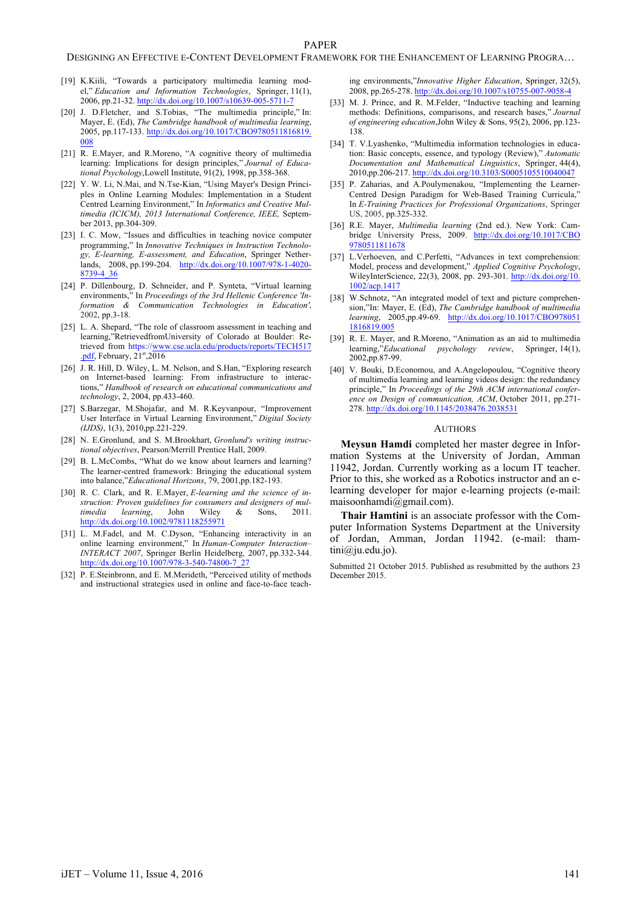[19] K.Kiili, "Towards a participatory multimedia learning model," *Education and Information Technologies*, Springer, 11(1), 2006, pp.21-32. http://dx.doi.org/10.1007/s10639-005-5711-7

[20] J. D.Fletcher, and S.Tobias, "The multimedia principle," In: Mayer, E. (Ed), *The Cambridge handbook of multimedia learning*, 2005, pp.117-133. http://dx.doi.org/10.1017/CBO9780511816819.008

[21] R. E.Mayer, and R.Moreno, "A cognitive theory of multimedia learning: Implications for design principles," *Journal of Educational Psychology*,Lowell Institute, 91(2), 1998, pp.358-368.

[22] Y. W. Li, N.Mai, and N.Tse-Kian, "Using Mayer's Design Principles in Online Learning Modules: Implementation in a Student Centred Learning Environment," In *Informatics and Creative Multimedia (ICICM), 2013 International Conference, IEEE,* September 2013, pp.304-309.

[23] I. C. Mow, "Issues and difficulties in teaching novice computer programming," In *Innovative Techniques in Instruction Technology, E-learning, E-assessment, and Education*, Springer Netherlands, 2008, pp.199-204. http://dx.doi.org/10.1007/978-1-4020-8739-4_36

[24] P. Dillenbourg, D. Schneider, and P. Synteta, "Virtual learning environments," In *Proceedings of the 3rd Hellenic Conference 'Information & Communication Technologies in Education'*, 2002, pp.3-18.

[25] L. A. Shepard, "The role of classroom assessment in teaching and learning,"RetrievedfromUniversity of Colorado at Boulder: Retrieved from https://www.cse.ucla.edu/products/reports/TECH517.pdf, February, 21st,2016

[26] J. R. Hill, D. Wiley, L. M. Nelson, and S.Han, "Exploring research on Internet-based learning: From infrastructure to interactions," *Handbook of research on educational communications and technology*, 2, 2004, pp.433-460.

[27] S.Barzegar, M.Shojafar, and M. R.Keyvanpour, "Improvement User Interface in Virtual Learning Environment," *Digital Society (IJDS)*, 1(3), 2010,pp.221-229.

[28] N. E.Gronlund, and S. M.Brookhart, *Gronlund's writing instructional objectives*, Pearson/Merrill Prentice Hall, 2009.

[29] B. L.McCombs, "What do we know about learners and learning? The learner-centred framework: Bringing the educational system into balance,"*Educational Horizons*, 79, 2001,pp.182-193.

[30] R. C. Clark, and R. E.Mayer, *E-learning and the science of instruction: Proven guidelines for consumers and designers of multimedia learning*, John Wiley & Sons, 2011. http://dx.doi.org/10.1002/9781118255971

[31] L. M.Fadel, and M. C.Dyson, "Enhancing interactivity in an online learning environment," In *Human-Computer Interaction–INTERACT 2007*, Springer Berlin Heidelberg, 2007, pp.332-344. http://dx.doi.org/10.1007/978-3-540-74800-7_27

[32] P. E.Steinbronn, and E. M.Merideth, "Perceived utility of methods and instructional strategies used in online and face-to-face teaching environments,"*Innovative Higher Education*, Springer, 32(5), 2008, pp.265-278. http://dx.doi.org/10.1007/s10755-007-9058-4

[33] M. J. Prince, and R. M.Felder, "Inductive teaching and learning methods: Definitions, comparisons, and research bases," *Journal of engineering education*,John Wiley & Sons, 95(2), 2006, pp.123-138.

[34] T. V.Lyashenko, "Multimedia information technologies in education: Basic concepts, essence, and typology (Review)," *Automatic Documentation and Mathematical Linguistics*, Springer, 44(4), 2010,pp.206-217. http://dx.doi.org/10.3103/S0005105510040047

[35] P. Zaharias, and A.Poulymenakou, "Implementing the Learner-Centred Design Paradigm for Web-Based Training Curricula," In *E-Training Practices for Professional Organizations*, Springer US, 2005, pp.325-332.

[36] R.E. Mayer, *Multimedia learning* (2nd ed.). New York: Cambridge University Press, 2009. http://dx.doi.org/10.1017/CBO9780511811678

[37] L.Verhoeven, and C.Perfetti, "Advances in text comprehension: Model, process and development," *Applied Cognitive Psychology*, WileyInterScience, 22(3), 2008, pp. 293-301. http://dx.doi.org/10.1002/acp.1417

[38] W.Schnotz, "An integrated model of text and picture comprehension,"In: Mayer, E. (Ed), *The Cambridge handbook of multimedia learning*, 2005,pp.49-69. http://dx.doi.org/10.1017/CBO9780511816819.005

[39] R. E. Mayer, and R.Moreno, "Animation as an aid to multimedia learning,"*Educational psychology review*, Springer, 14(1), 2002,pp.87-99.

[40] V. Bouki, D.Economou, and A.Angelopoulou, "Cognitive theory of multimedia learning and learning videos design: the redundancy principle," In *Proceedings of the 29th ACM international conference on Design of communication, ACM*, October 2011, pp.271-278. http://dx.doi.org/10.1145/2038476.2038531

## Authors

**Meysun Hamdi** completed her master degree in Information Systems at the University of Jordan, Amman 11942, Jordan. Currently working as a locum IT teacher. Prior to this, she worked as a Robotics instructor and an e-learning developer for major e-learning projects (e-mail: maisoonhamdi@gmail.com).

**Thair Hamtini** is an associate professor with the Computer Information Systems Department at the University of Jordan, Amman, Jordan 11942. (e-mail: thamtini@ju.edu.jo).

Submitted 21 October 2015. Published as resubmitted by the authors 23 December 2015.